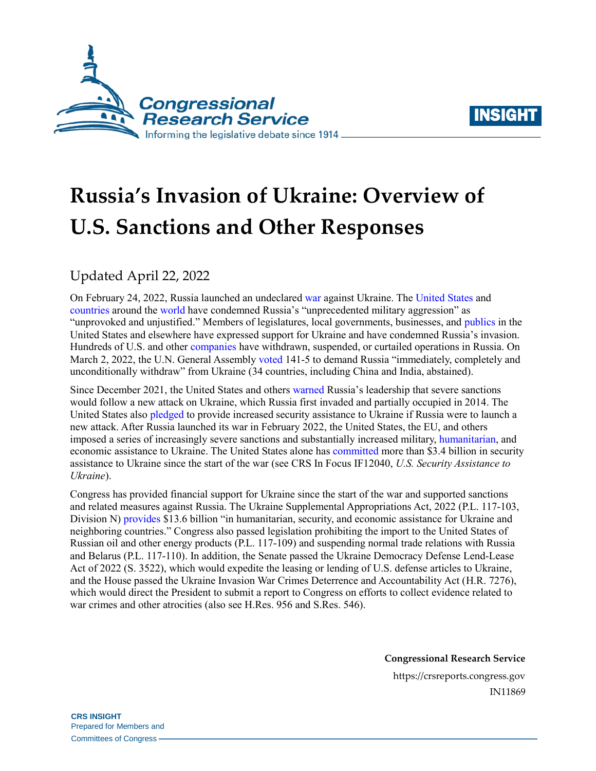# Russia's Invasion of Ukraine: Overview of U.S. Sanctions and Other Responses

Updated April 22, 2022

On February 24, 2022, Russia launched an undeclared war against Ukraine. The United States and countries around the world have condemned Russia's "unprecedented military aggression" as "unprovoked and unjustified." Members of legislatures, local governments, businesses, and publics in the United States and elsewhere have expressed support for Ukraine and have condemned Russia's invasion. Hundreds of U.S. and other companies have withdrawn, suspended, or curtailed operations in Russia. On March 2, 2022, the U.N. General Assembly voted 141-5 to demand Russia "immediately, completely and unconditionally withdraw" from Ukraine (34 countries, including China and India, abstained).

Since December 2021, the United States and others warned Russia's leadership that severe sanctions would follow a new attack on Ukraine, which Russia first invaded and partially occupied in 2014. The United States also pledged to provide increased security assistance to Ukraine if Russia were to launch a new attack. After Russia launched its war in February 2022, the United States, the EU, and others imposed a series of increasingly severe sanctions and substantially increased military, humanitarian, and economic assistance to Ukraine. The United States alone has committed more than $3.4 billion in security assistance to Ukraine since the start of the war (see CRS In Focus IF12040, *U.S. Security Assistance to Ukraine*).

Congress has provided financial support for Ukraine since the start of the war and supported sanctions and related measures against Russia. The Ukraine Supplemental Appropriations Act, 2022 (P.L. 117-103, Division N) provides $13.6 billion "in humanitarian, security, and economic assistance for Ukraine and neighboring countries." Congress also passed legislation prohibiting the import to the United States of Russian oil and other energy products (P.L. 117-109) and suspending normal trade relations with Russia and Belarus (P.L. 117-110). In addition, the Senate passed the Ukraine Democracy Defense Lend-Lease Act of 2022 (S. 3522), which would expedite the leasing or lending of U.S. defense articles to Ukraine, and the House passed the Ukraine Invasion War Crimes Deterrence and Accountability Act (H.R. 7276), which would direct the President to submit a report to Congress on efforts to collect evidence related to war crimes and other atrocities (also see H.Res. 956 and S.Res. 546).

**Congressional Research Service**

https://crsreports.congress.gov

IN11869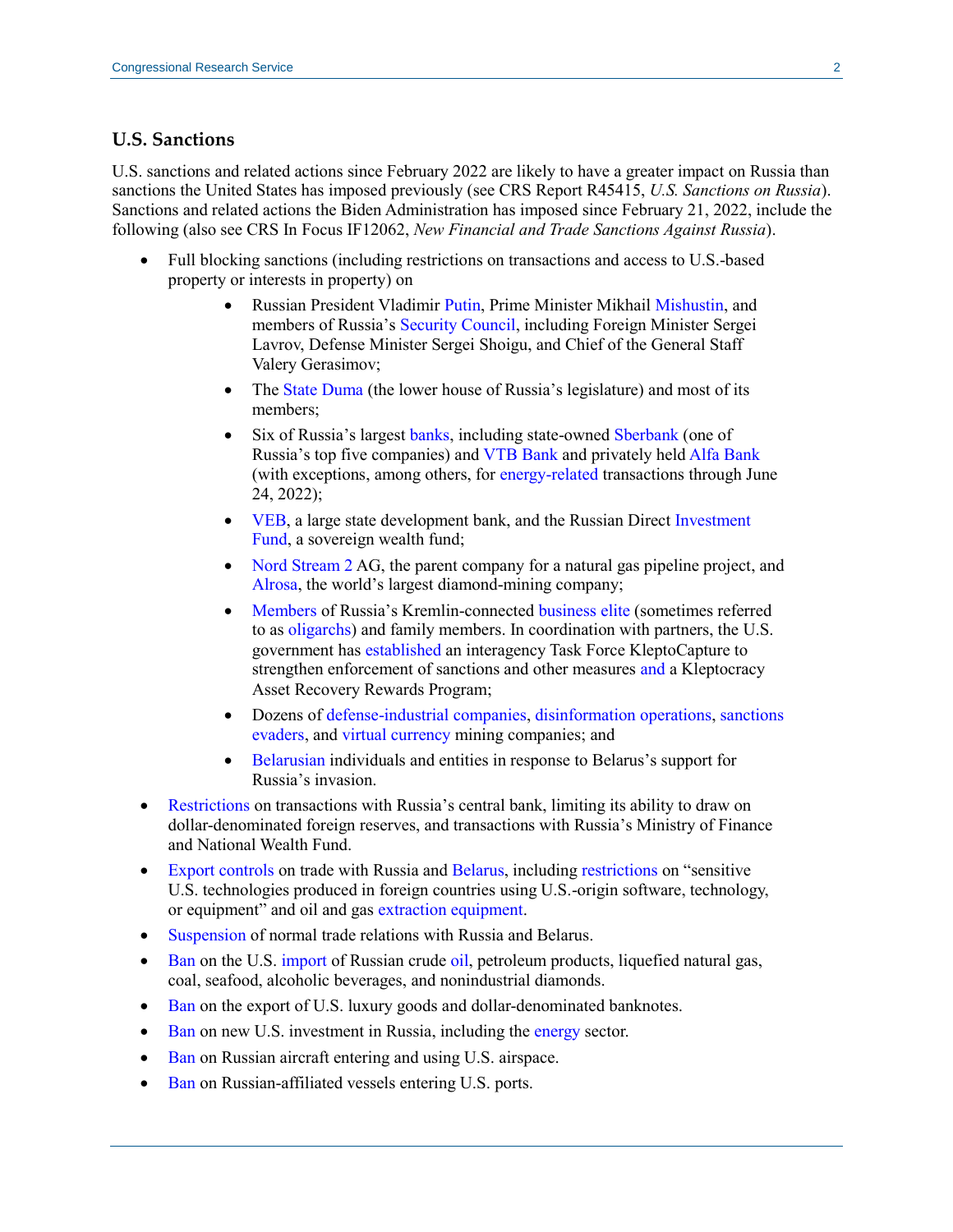## U.S. Sanctions

U.S. sanctions and related actions since February 2022 are likely to have a greater impact on Russia than sanctions the United States has imposed previously (see CRS Report R45415, *U.S. Sanctions on Russia*). Sanctions and related actions the Biden Administration has imposed since February 21, 2022, include the following (also see CRS In Focus IF12062, *New Financial and Trade Sanctions Against Russia*).

- Full blocking sanctions (including restrictions on transactions and access to U.S.-based property or interests in property) on
    - Russian President Vladimir Putin, Prime Minister Mikhail Mishustin, and members of Russia's Security Council, including Foreign Minister Sergei Lavrov, Defense Minister Sergei Shoigu, and Chief of the General Staff Valery Gerasimov;
    - The State Duma (the lower house of Russia's legislature) and most of its members;
    - Six of Russia's largest banks, including state-owned Sberbank (one of Russia's top five companies) and VTB Bank and privately held Alfa Bank (with exceptions, among others, for energy-related transactions through June 24, 2022);
    - VEB, a large state development bank, and the Russian Direct Investment Fund, a sovereign wealth fund;
    - Nord Stream 2 AG, the parent company for a natural gas pipeline project, and Alrosa, the world's largest diamond-mining company;
    - Members of Russia's Kremlin-connected business elite (sometimes referred to as oligarchs) and family members. In coordination with partners, the U.S. government has established an interagency Task Force KleptoCapture to strengthen enforcement of sanctions and other measures and a Kleptocracy Asset Recovery Rewards Program;
    - Dozens of defense-industrial companies, disinformation operations, sanctions evaders, and virtual currency mining companies; and
    - Belarusian individuals and entities in response to Belarus's support for Russia's invasion.
- Restrictions on transactions with Russia's central bank, limiting its ability to draw on dollar-denominated foreign reserves, and transactions with Russia's Ministry of Finance and National Wealth Fund.
- Export controls on trade with Russia and Belarus, including restrictions on "sensitive U.S. technologies produced in foreign countries using U.S.-origin software, technology, or equipment" and oil and gas extraction equipment.
- Suspension of normal trade relations with Russia and Belarus.
- Ban on the U.S. import of Russian crude oil, petroleum products, liquefied natural gas, coal, seafood, alcoholic beverages, and nonindustrial diamonds.
- Ban on the export of U.S. luxury goods and dollar-denominated banknotes.
- Ban on new U.S. investment in Russia, including the energy sector.
- Ban on Russian aircraft entering and using U.S. airspace.
- Ban on Russian-affiliated vessels entering U.S. ports.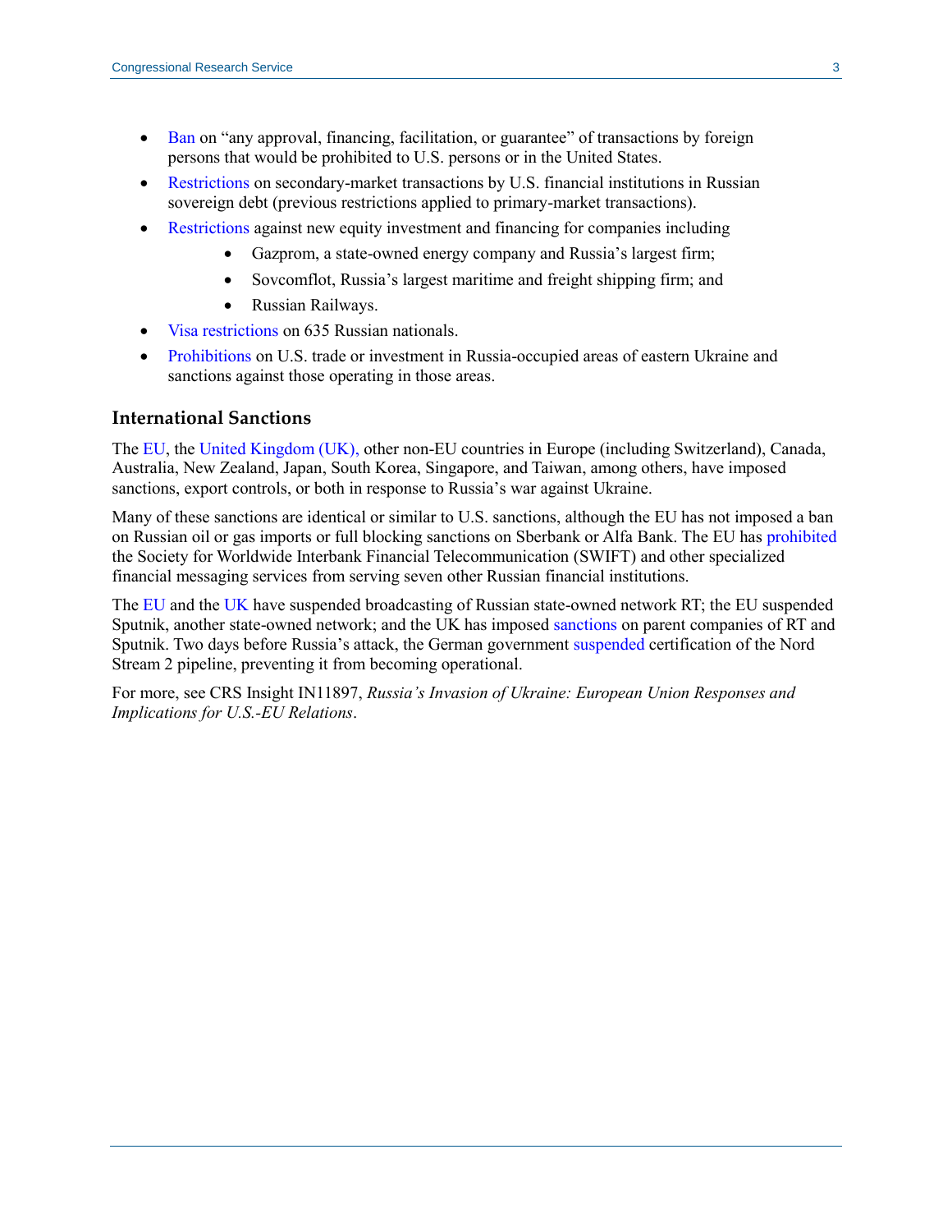- Ban on "any approval, financing, facilitation, or guarantee" of transactions by foreign persons that would be prohibited to U.S. persons or in the United States.
- Restrictions on secondary-market transactions by U.S. financial institutions in Russian sovereign debt (previous restrictions applied to primary-market transactions).
- Restrictions against new equity investment and financing for companies including
    - Gazprom, a state-owned energy company and Russia's largest firm;
    - Sovcomflot, Russia's largest maritime and freight shipping firm; and
    - Russian Railways.
- Visa restrictions on 635 Russian nationals.
- Prohibitions on U.S. trade or investment in Russia-occupied areas of eastern Ukraine and sanctions against those operating in those areas.

### International Sanctions

The EU, the United Kingdom (UK), other non-EU countries in Europe (including Switzerland), Canada, Australia, New Zealand, Japan, South Korea, Singapore, and Taiwan, among others, have imposed sanctions, export controls, or both in response to Russia's war against Ukraine.

Many of these sanctions are identical or similar to U.S. sanctions, although the EU has not imposed a ban on Russian oil or gas imports or full blocking sanctions on Sberbank or Alfa Bank. The EU has prohibited the Society for Worldwide Interbank Financial Telecommunication (SWIFT) and other specialized financial messaging services from serving seven other Russian financial institutions.

The EU and the UK have suspended broadcasting of Russian state-owned network RT; the EU suspended Sputnik, another state-owned network; and the UK has imposed sanctions on parent companies of RT and Sputnik. Two days before Russia's attack, the German government suspended certification of the Nord Stream 2 pipeline, preventing it from becoming operational.

For more, see CRS Insight IN11897, *Russia's Invasion of Ukraine: European Union Responses and Implications for U.S.-EU Relations*.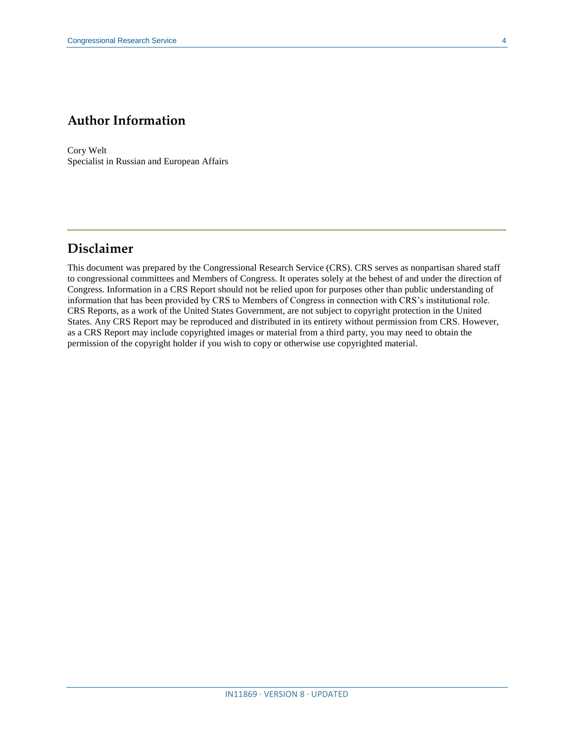## Author Information

Cory Welt
Specialist in Russian and European Affairs

## Disclaimer

This document was prepared by the Congressional Research Service (CRS). CRS serves as nonpartisan shared staff to congressional committees and Members of Congress. It operates solely at the behest of and under the direction of Congress. Information in a CRS Report should not be relied upon for purposes other than public understanding of information that has been provided by CRS to Members of Congress in connection with CRS's institutional role. CRS Reports, as a work of the United States Government, are not subject to copyright protection in the United States. Any CRS Report may be reproduced and distributed in its entirety without permission from CRS. However, as a CRS Report may include copyrighted images or material from a third party, you may need to obtain the permission of the copyright holder if you wish to copy or otherwise use copyrighted material.